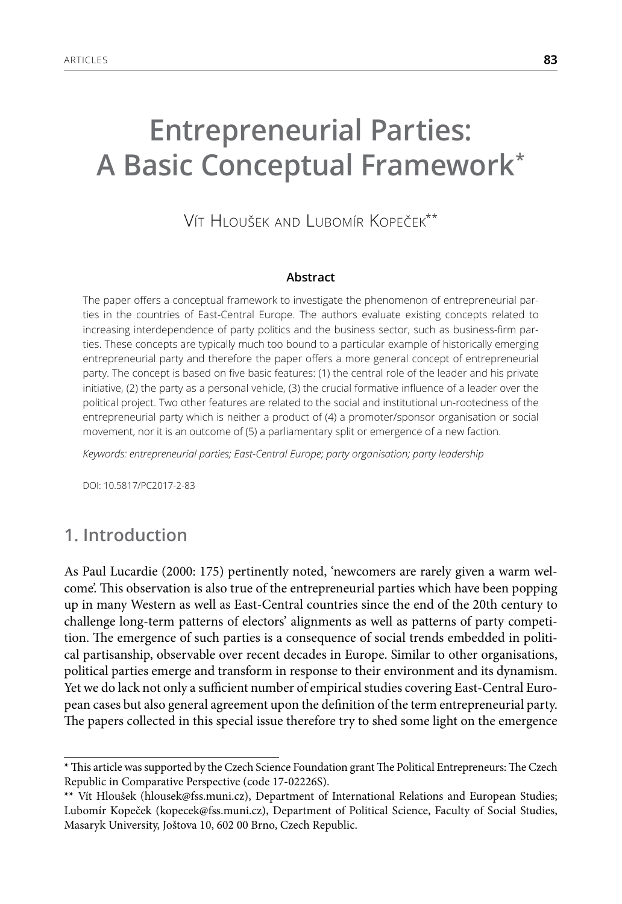# Entrepreneurial Parties: A Basic Conceptual Framework*

Vít Hloušek and Lubomír Kopeček**

**Abstract**

The paper offers a conceptual framework to investigate the phenomenon of entrepreneurial parties in the countries of East-Central Europe. The authors evaluate existing concepts related to increasing interdependence of party politics and the business sector, such as business-firm parties. These concepts are typically much too bound to a particular example of historically emerging entrepreneurial party and therefore the paper offers a more general concept of entrepreneurial party. The concept is based on five basic features: (1) the central role of the leader and his private initiative, (2) the party as a personal vehicle, (3) the crucial formative influence of a leader over the political project. Two other features are related to the social and institutional un-rootedness of the entrepreneurial party which is neither a product of (4) a promoter/sponsor organisation or social movement, nor it is an outcome of (5) a parliamentary split or emergence of a new faction.

*Keywords: entrepreneurial parties; East-Central Europe; party organisation; party leadership*

DOI: 10.5817/PC2017-2-83

## 1. Introduction

As Paul Lucardie (2000: 175) pertinently noted, 'newcomers are rarely given a warm welcome'. This observation is also true of the entrepreneurial parties which have been popping up in many Western as well as East-Central countries since the end of the 20th century to challenge long-term patterns of electors' alignments as well as patterns of party competition. The emergence of such parties is a consequence of social trends embedded in political partisanship, observable over recent decades in Europe. Similar to other organisations, political parties emerge and transform in response to their environment and its dynamism. Yet we do lack not only a sufficient number of empirical studies covering East-Central European cases but also general agreement upon the definition of the term entrepreneurial party. The papers collected in this special issue therefore try to shed some light on the emergence

---

* This article was supported by the Czech Science Foundation grant The Political Entrepreneurs: The Czech Republic in Comparative Perspective (code 17-02226S).

** Vít Hloušek (hlousek@fss.muni.cz), Department of International Relations and European Studies; Lubomír Kopeček (kopecek@fss.muni.cz), Department of Political Science, Faculty of Social Studies, Masaryk University, Joštova 10, 602 00 Brno, Czech Republic.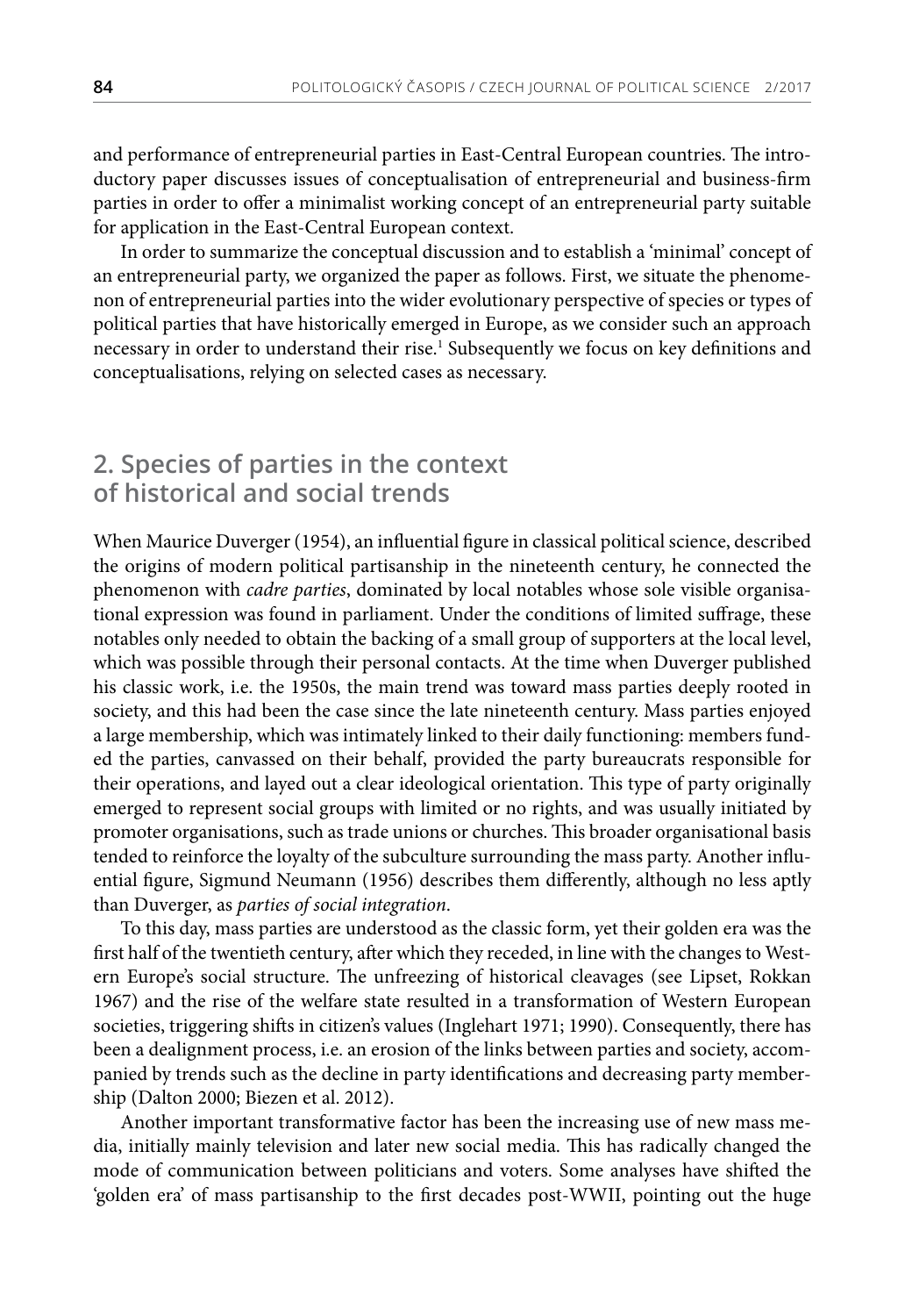and performance of entrepreneurial parties in East-Central European countries. The introductory paper discusses issues of conceptualisation of entrepreneurial and business-firm parties in order to offer a minimalist working concept of an entrepreneurial party suitable for application in the East-Central European context.

In order to summarize the conceptual discussion and to establish a 'minimal' concept of an entrepreneurial party, we organized the paper as follows. First, we situate the phenomenon of entrepreneurial parties into the wider evolutionary perspective of species or types of political parties that have historically emerged in Europe, as we consider such an approach necessary in order to understand their rise.[1] Subsequently we focus on key definitions and conceptualisations, relying on selected cases as necessary.

## 2. Species of parties in the context of historical and social trends

When Maurice Duverger (1954), an influential figure in classical political science, described the origins of modern political partisanship in the nineteenth century, he connected the phenomenon with *cadre parties*, dominated by local notables whose sole visible organisational expression was found in parliament. Under the conditions of limited suffrage, these notables only needed to obtain the backing of a small group of supporters at the local level, which was possible through their personal contacts. At the time when Duverger published his classic work, i.e. the 1950s, the main trend was toward mass parties deeply rooted in society, and this had been the case since the late nineteenth century. Mass parties enjoyed a large membership, which was intimately linked to their daily functioning: members funded the parties, canvassed on their behalf, provided the party bureaucrats responsible for their operations, and layed out a clear ideological orientation. This type of party originally emerged to represent social groups with limited or no rights, and was usually initiated by promoter organisations, such as trade unions or churches. This broader organisational basis tended to reinforce the loyalty of the subculture surrounding the mass party. Another influential figure, Sigmund Neumann (1956) describes them differently, although no less aptly than Duverger, as *parties of social integration*.

To this day, mass parties are understood as the classic form, yet their golden era was the first half of the twentieth century, after which they receded, in line with the changes to Western Europe's social structure. The unfreezing of historical cleavages (see Lipset, Rokkan 1967) and the rise of the welfare state resulted in a transformation of Western European societies, triggering shifts in citizen's values (Inglehart 1971; 1990). Consequently, there has been a dealignment process, i.e. an erosion of the links between parties and society, accompanied by trends such as the decline in party identifications and decreasing party membership (Dalton 2000; Biezen et al. 2012).

Another important transformative factor has been the increasing use of new mass media, initially mainly television and later new social media. This has radically changed the mode of communication between politicians and voters. Some analyses have shifted the 'golden era' of mass partisanship to the first decades post-WWII, pointing out the huge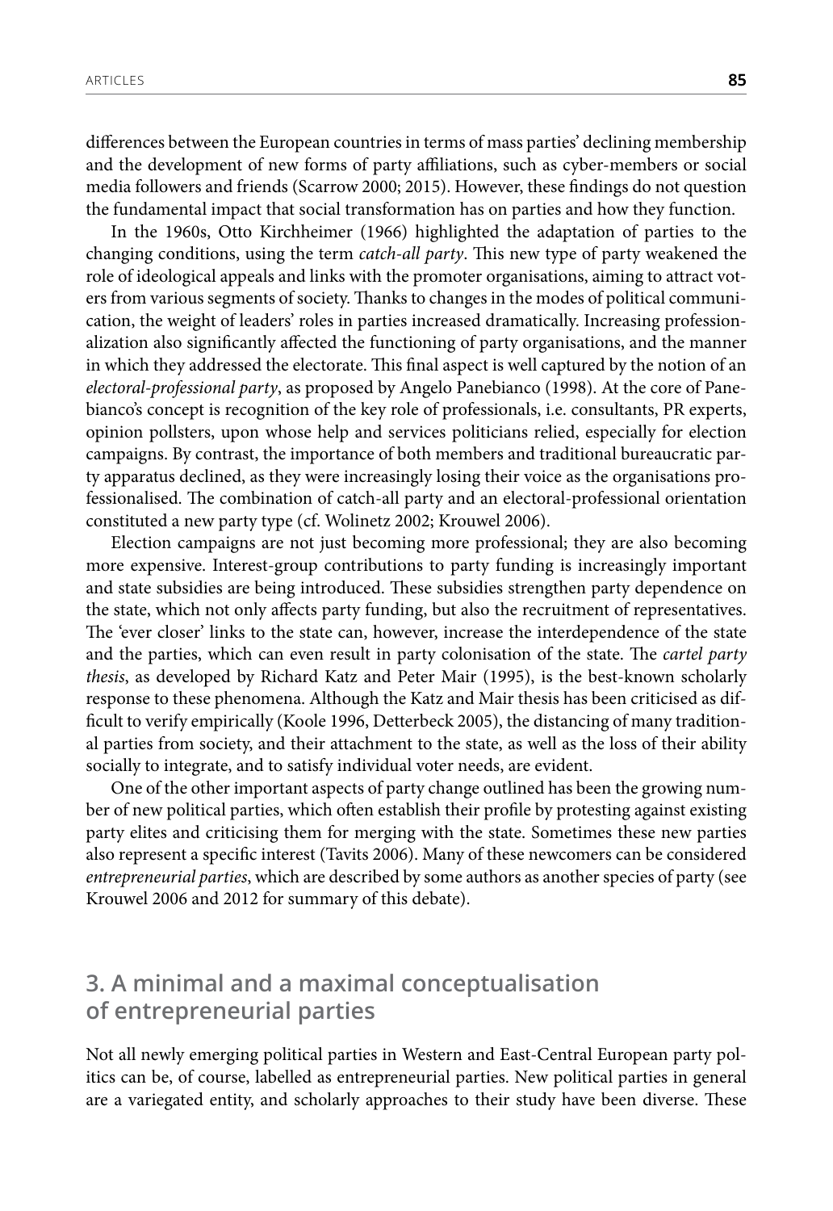differences between the European countries in terms of mass parties' declining membership and the development of new forms of party affiliations, such as cyber-members or social media followers and friends (Scarrow 2000; 2015). However, these findings do not question the fundamental impact that social transformation has on parties and how they function.

In the 1960s, Otto Kirchheimer (1966) highlighted the adaptation of parties to the changing conditions, using the term *catch-all party*. This new type of party weakened the role of ideological appeals and links with the promoter organisations, aiming to attract voters from various segments of society. Thanks to changes in the modes of political communication, the weight of leaders' roles in parties increased dramatically. Increasing professionalization also significantly affected the functioning of party organisations, and the manner in which they addressed the electorate. This final aspect is well captured by the notion of an *electoral-professional party*, as proposed by Angelo Panebianco (1998). At the core of Panebianco's concept is recognition of the key role of professionals, i.e. consultants, PR experts, opinion pollsters, upon whose help and services politicians relied, especially for election campaigns. By contrast, the importance of both members and traditional bureaucratic party apparatus declined, as they were increasingly losing their voice as the organisations professionalised. The combination of catch-all party and an electoral-professional orientation constituted a new party type (cf. Wolinetz 2002; Krouwel 2006).

Election campaigns are not just becoming more professional; they are also becoming more expensive. Interest-group contributions to party funding is increasingly important and state subsidies are being introduced. These subsidies strengthen party dependence on the state, which not only affects party funding, but also the recruitment of representatives. The 'ever closer' links to the state can, however, increase the interdependence of the state and the parties, which can even result in party colonisation of the state. The *cartel party thesis*, as developed by Richard Katz and Peter Mair (1995), is the best-known scholarly response to these phenomena. Although the Katz and Mair thesis has been criticised as difficult to verify empirically (Koole 1996, Detterbeck 2005), the distancing of many traditional parties from society, and their attachment to the state, as well as the loss of their ability socially to integrate, and to satisfy individual voter needs, are evident.

One of the other important aspects of party change outlined has been the growing number of new political parties, which often establish their profile by protesting against existing party elites and criticising them for merging with the state. Sometimes these new parties also represent a specific interest (Tavits 2006). Many of these newcomers can be considered *entrepreneurial parties*, which are described by some authors as another species of party (see Krouwel 2006 and 2012 for summary of this debate).

## 3. A minimal and a maximal conceptualisation of entrepreneurial parties

Not all newly emerging political parties in Western and East-Central European party politics can be, of course, labelled as entrepreneurial parties. New political parties in general are a variegated entity, and scholarly approaches to their study have been diverse. These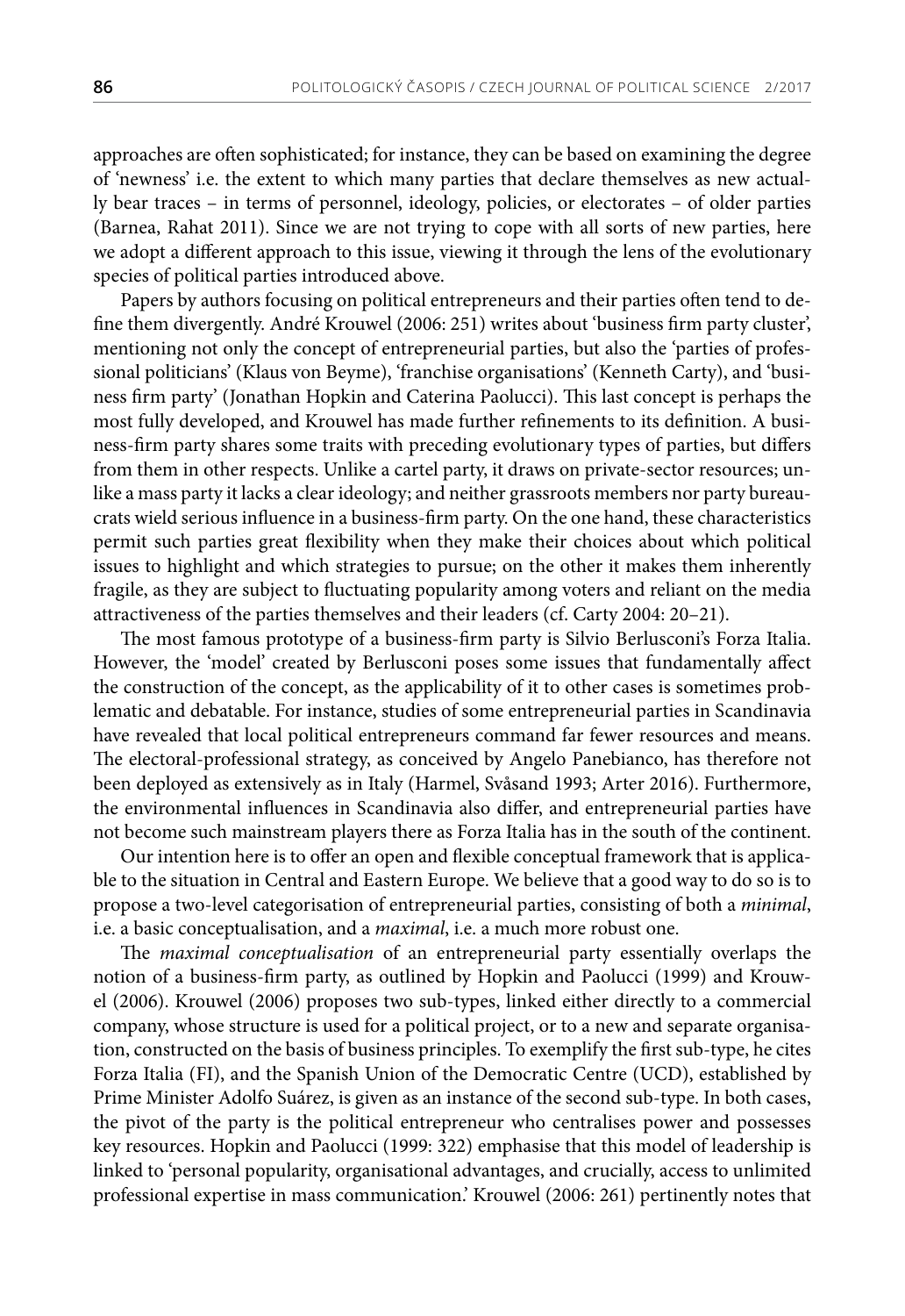approaches are often sophisticated; for instance, they can be based on examining the degree of 'newness' i.e. the extent to which many parties that declare themselves as new actually bear traces – in terms of personnel, ideology, policies, or electorates – of older parties (Barnea, Rahat 2011). Since we are not trying to cope with all sorts of new parties, here we adopt a different approach to this issue, viewing it through the lens of the evolutionary species of political parties introduced above.

Papers by authors focusing on political entrepreneurs and their parties often tend to define them divergently. André Krouwel (2006: 251) writes about 'business firm party cluster', mentioning not only the concept of entrepreneurial parties, but also the 'parties of professional politicians' (Klaus von Beyme), 'franchise organisations' (Kenneth Carty), and 'business firm party' (Jonathan Hopkin and Caterina Paolucci). This last concept is perhaps the most fully developed, and Krouwel has made further refinements to its definition. A business-firm party shares some traits with preceding evolutionary types of parties, but differs from them in other respects. Unlike a cartel party, it draws on private-sector resources; unlike a mass party it lacks a clear ideology; and neither grassroots members nor party bureaucrats wield serious influence in a business-firm party. On the one hand, these characteristics permit such parties great flexibility when they make their choices about which political issues to highlight and which strategies to pursue; on the other it makes them inherently fragile, as they are subject to fluctuating popularity among voters and reliant on the media attractiveness of the parties themselves and their leaders (cf. Carty 2004: 20–21).

The most famous prototype of a business-firm party is Silvio Berlusconi's Forza Italia. However, the 'model' created by Berlusconi poses some issues that fundamentally affect the construction of the concept, as the applicability of it to other cases is sometimes problematic and debatable. For instance, studies of some entrepreneurial parties in Scandinavia have revealed that local political entrepreneurs command far fewer resources and means. The electoral-professional strategy, as conceived by Angelo Panebianco, has therefore not been deployed as extensively as in Italy (Harmel, Svåsand 1993; Arter 2016). Furthermore, the environmental influences in Scandinavia also differ, and entrepreneurial parties have not become such mainstream players there as Forza Italia has in the south of the continent.

Our intention here is to offer an open and flexible conceptual framework that is applicable to the situation in Central and Eastern Europe. We believe that a good way to do so is to propose a two-level categorisation of entrepreneurial parties, consisting of both a *minimal*, i.e. a basic conceptualisation, and a *maximal*, i.e. a much more robust one.

The *maximal conceptualisation* of an entrepreneurial party essentially overlaps the notion of a business-firm party, as outlined by Hopkin and Paolucci (1999) and Krouwel (2006). Krouwel (2006) proposes two sub-types, linked either directly to a commercial company, whose structure is used for a political project, or to a new and separate organisation, constructed on the basis of business principles. To exemplify the first sub-type, he cites Forza Italia (FI), and the Spanish Union of the Democratic Centre (UCD), established by Prime Minister Adolfo Suárez, is given as an instance of the second sub-type. In both cases, the pivot of the party is the political entrepreneur who centralises power and possesses key resources. Hopkin and Paolucci (1999: 322) emphasise that this model of leadership is linked to 'personal popularity, organisational advantages, and crucially, access to unlimited professional expertise in mass communication.' Krouwel (2006: 261) pertinently notes that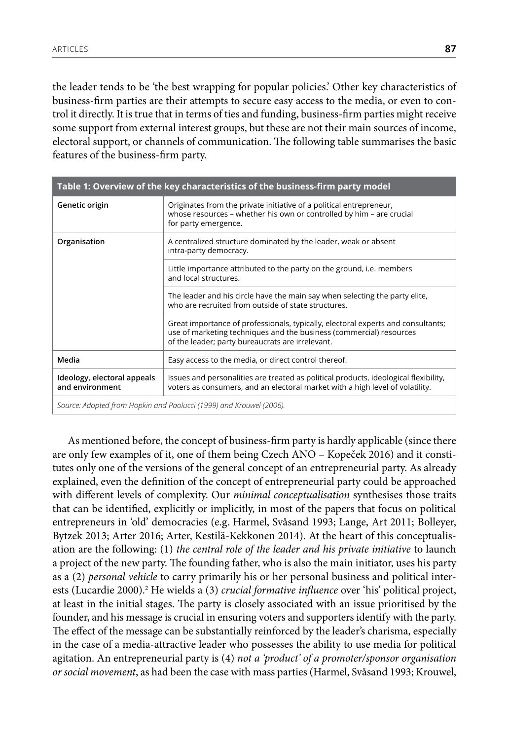the leader tends to be 'the best wrapping for popular policies.' Other key characteristics of business-firm parties are their attempts to secure easy access to the media, or even to control it directly. It is true that in terms of ties and funding, business-firm parties might receive some support from external interest groups, but these are not their main sources of income, electoral support, or channels of communication. The following table summarises the basic features of the business-firm party.

| Table 1: Overview of the key characteristics of the business-firm party model | |
|---|---|
| **Genetic origin** | Originates from the private initiative of a political entrepreneur, whose resources – whether his own or controlled by him – are crucial for party emergence. |
| **Organisation** | A centralized structure dominated by the leader, weak or absent intra-party democracy. |
| | Little importance attributed to the party on the ground, i.e. members and local structures. |
| | The leader and his circle have the main say when selecting the party elite, who are recruited from outside of state structures. |
| | Great importance of professionals, typically, electoral experts and consultants; use of marketing techniques and the business (commercial) resources of the leader; party bureaucrats are irrelevant. |
| **Media** | Easy access to the media, or direct control thereof. |
| **Ideology, electoral appeals and environment** | Issues and personalities are treated as political products, ideological flexibility, voters as consumers, and an electoral market with a high level of volatility. |

*Source: Adopted from Hopkin and Paolucci (1999) and Krouwel (2006).*

As mentioned before, the concept of business-firm party is hardly applicable (since there are only few examples of it, one of them being Czech ANO – Kopeček 2016) and it constitutes only one of the versions of the general concept of an entrepreneurial party. As already explained, even the definition of the concept of entrepreneurial party could be approached with different levels of complexity. Our *minimal conceptualisation* synthesises those traits that can be identified, explicitly or implicitly, in most of the papers that focus on political entrepreneurs in 'old' democracies (e.g. Harmel, Svåsand 1993; Lange, Art 2011; Bolleyer, Bytzek 2013; Arter 2016; Arter, Kestilä-Kekkonen 2014). At the heart of this conceptualisation are the following: (1) *the central role of the leader and his private initiative* to launch a project of the new party. The founding father, who is also the main initiator, uses his party as a (2) *personal vehicle* to carry primarily his or her personal business and political interests (Lucardie 2000).[2] He wields a (3) *crucial formative influence* over 'his' political project, at least in the initial stages. The party is closely associated with an issue prioritised by the founder, and his message is crucial in ensuring voters and supporters identify with the party. The effect of the message can be substantially reinforced by the leader's charisma, especially in the case of a media-attractive leader who possesses the ability to use media for political agitation. An entrepreneurial party is (4) *not a 'product' of a promoter/sponsor organisation or social movement*, as had been the case with mass parties (Harmel, Svåsand 1993; Krouwel,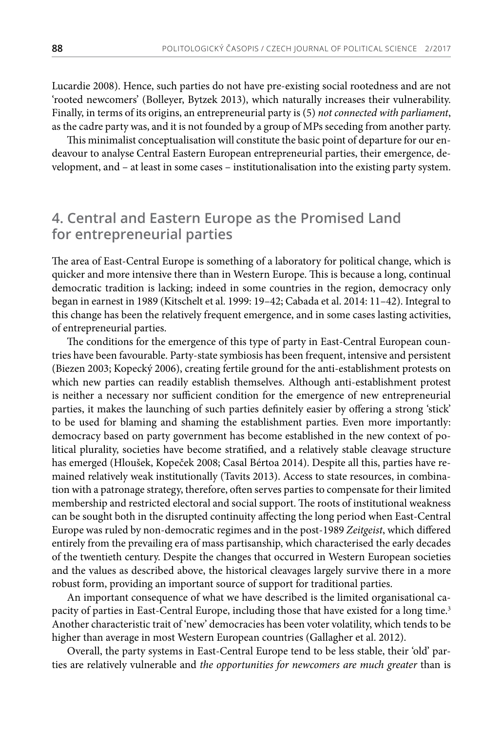Lucardie 2008). Hence, such parties do not have pre-existing social rootedness and are not 'rooted newcomers' (Bolleyer, Bytzek 2013), which naturally increases their vulnerability. Finally, in terms of its origins, an entrepreneurial party is (5) *not connected with parliament*, as the cadre party was, and it is not founded by a group of MPs seceding from another party.

This minimalist conceptualisation will constitute the basic point of departure for our endeavour to analyse Central Eastern European entrepreneurial parties, their emergence, development, and – at least in some cases – institutionalisation into the existing party system.

## 4. Central and Eastern Europe as the Promised Land for entrepreneurial parties

The area of East-Central Europe is something of a laboratory for political change, which is quicker and more intensive there than in Western Europe. This is because a long, continual democratic tradition is lacking; indeed in some countries in the region, democracy only began in earnest in 1989 (Kitschelt et al. 1999: 19–42; Cabada et al. 2014: 11–42). Integral to this change has been the relatively frequent emergence, and in some cases lasting activities, of entrepreneurial parties.

The conditions for the emergence of this type of party in East-Central European countries have been favourable. Party-state symbiosis has been frequent, intensive and persistent (Biezen 2003; Kopecký 2006), creating fertile ground for the anti-establishment protests on which new parties can readily establish themselves. Although anti-establishment protest is neither a necessary nor sufficient condition for the emergence of new entrepreneurial parties, it makes the launching of such parties definitely easier by offering a strong 'stick' to be used for blaming and shaming the establishment parties. Even more importantly: democracy based on party government has become established in the new context of political plurality, societies have become stratified, and a relatively stable cleavage structure has emerged (Hloušek, Kopeček 2008; Casal Bértoa 2014). Despite all this, parties have remained relatively weak institutionally (Tavits 2013). Access to state resources, in combination with a patronage strategy, therefore, often serves parties to compensate for their limited membership and restricted electoral and social support. The roots of institutional weakness can be sought both in the disrupted continuity affecting the long period when East-Central Europe was ruled by non-democratic regimes and in the post-1989 *Zeitgeist*, which differed entirely from the prevailing era of mass partisanship, which characterised the early decades of the twentieth century. Despite the changes that occurred in Western European societies and the values as described above, the historical cleavages largely survive there in a more robust form, providing an important source of support for traditional parties.

An important consequence of what we have described is the limited organisational capacity of parties in East-Central Europe, including those that have existed for a long time.[3] Another characteristic trait of 'new' democracies has been voter volatility, which tends to be higher than average in most Western European countries (Gallagher et al. 2012).

Overall, the party systems in East-Central Europe tend to be less stable, their 'old' parties are relatively vulnerable and *the opportunities for newcomers are much greater* than is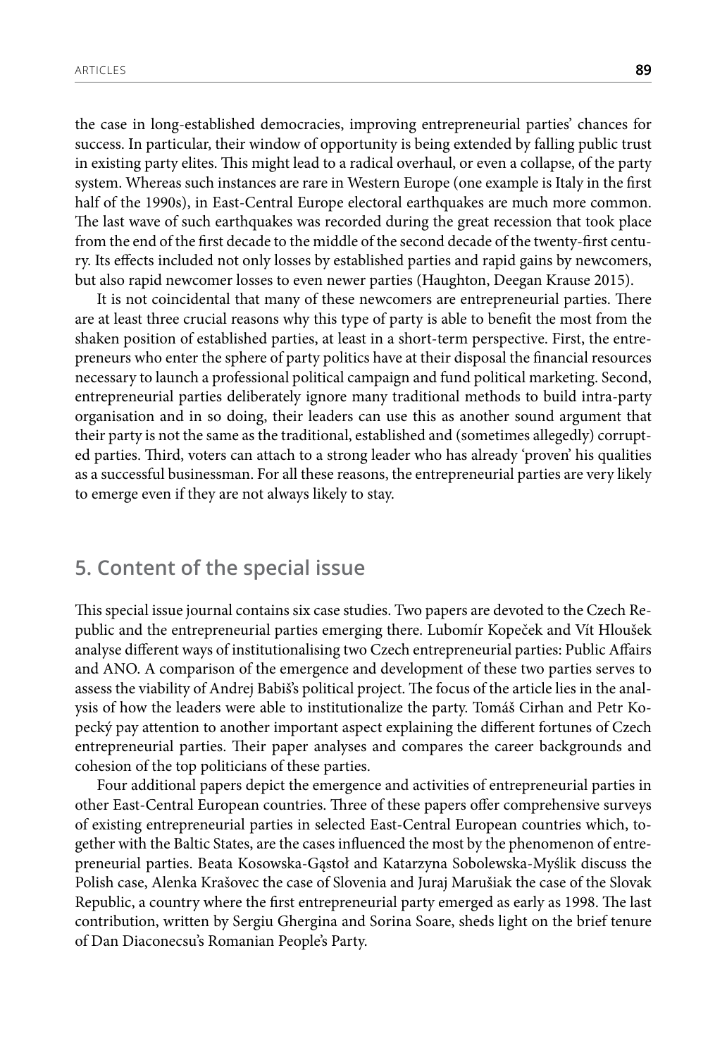the case in long-established democracies, improving entrepreneurial parties' chances for success. In particular, their window of opportunity is being extended by falling public trust in existing party elites. This might lead to a radical overhaul, or even a collapse, of the party system. Whereas such instances are rare in Western Europe (one example is Italy in the first half of the 1990s), in East-Central Europe electoral earthquakes are much more common. The last wave of such earthquakes was recorded during the great recession that took place from the end of the first decade to the middle of the second decade of the twenty-first century. Its effects included not only losses by established parties and rapid gains by newcomers, but also rapid newcomer losses to even newer parties (Haughton, Deegan Krause 2015).

It is not coincidental that many of these newcomers are entrepreneurial parties. There are at least three crucial reasons why this type of party is able to benefit the most from the shaken position of established parties, at least in a short-term perspective. First, the entrepreneurs who enter the sphere of party politics have at their disposal the financial resources necessary to launch a professional political campaign and fund political marketing. Second, entrepreneurial parties deliberately ignore many traditional methods to build intra-party organisation and in so doing, their leaders can use this as another sound argument that their party is not the same as the traditional, established and (sometimes allegedly) corrupted parties. Third, voters can attach to a strong leader who has already 'proven' his qualities as a successful businessman. For all these reasons, the entrepreneurial parties are very likely to emerge even if they are not always likely to stay.

## 5. Content of the special issue

This special issue journal contains six case studies. Two papers are devoted to the Czech Republic and the entrepreneurial parties emerging there. Lubomír Kopeček and Vít Hloušek analyse different ways of institutionalising two Czech entrepreneurial parties: Public Affairs and ANO. A comparison of the emergence and development of these two parties serves to assess the viability of Andrej Babiš's political project. The focus of the article lies in the analysis of how the leaders were able to institutionalize the party. Tomáš Cirhan and Petr Kopecký pay attention to another important aspect explaining the different fortunes of Czech entrepreneurial parties. Their paper analyses and compares the career backgrounds and cohesion of the top politicians of these parties.

Four additional papers depict the emergence and activities of entrepreneurial parties in other East-Central European countries. Three of these papers offer comprehensive surveys of existing entrepreneurial parties in selected East-Central European countries which, together with the Baltic States, are the cases influenced the most by the phenomenon of entrepreneurial parties. Beata Kosowska-Gąstoł and Katarzyna Sobolewska-Myślik discuss the Polish case, Alenka Krašovec the case of Slovenia and Juraj Marušiak the case of the Slovak Republic, a country where the first entrepreneurial party emerged as early as 1998. The last contribution, written by Sergiu Ghergina and Sorina Soare, sheds light on the brief tenure of Dan Diaconecsu's Romanian People's Party.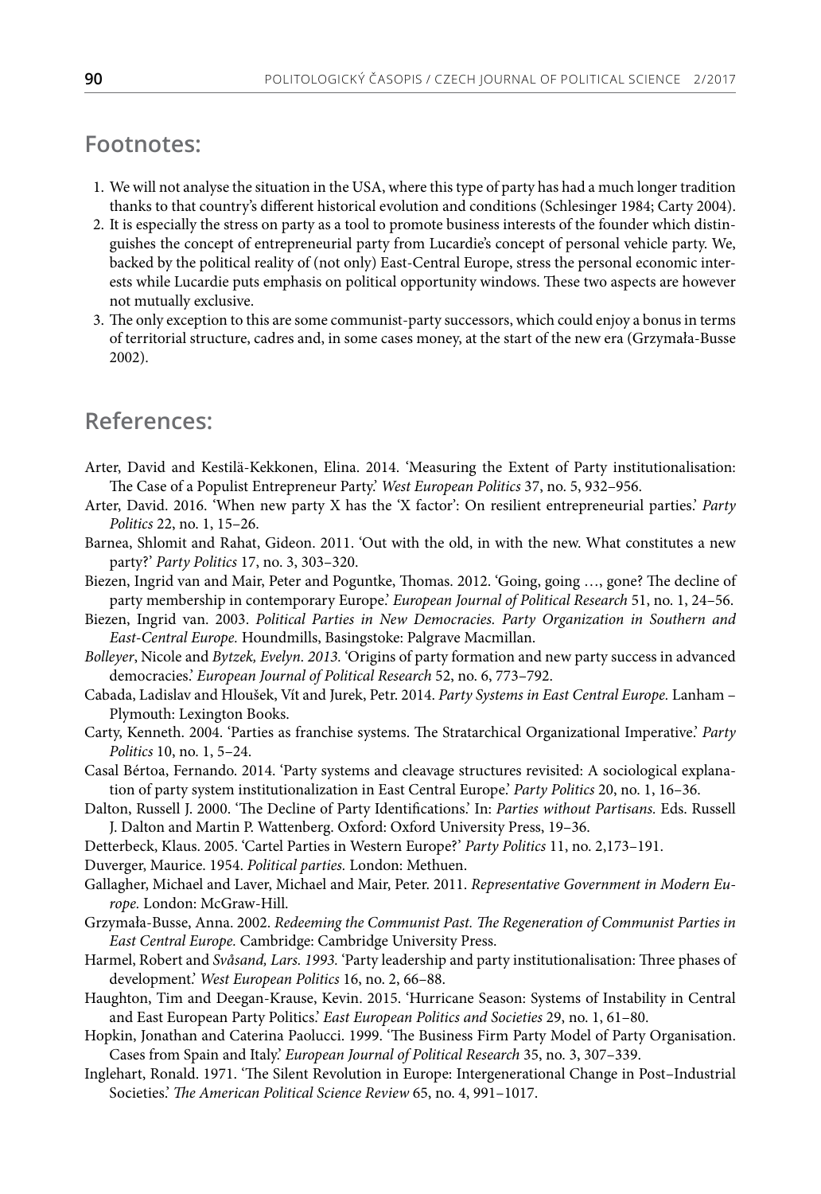## Footnotes:

1. We will not analyse the situation in the USA, where this type of party has had a much longer tradition thanks to that country's different historical evolution and conditions (Schlesinger 1984; Carty 2004).
2. It is especially the stress on party as a tool to promote business interests of the founder which distinguishes the concept of entrepreneurial party from Lucardie's concept of personal vehicle party. We, backed by the political reality of (not only) East-Central Europe, stress the personal economic interests while Lucardie puts emphasis on political opportunity windows. These two aspects are however not mutually exclusive.
3. The only exception to this are some communist-party successors, which could enjoy a bonus in terms of territorial structure, cadres and, in some cases money, at the start of the new era (Grzymała-Busse 2002).

## References:

Arter, David and Kestilä-Kekkonen, Elina. 2014. 'Measuring the Extent of Party institutionalisation: The Case of a Populist Entrepreneur Party.' *West European Politics* 37, no. 5, 932–956.

Arter, David. 2016. 'When new party X has the 'X factor': On resilient entrepreneurial parties.' *Party Politics* 22, no. 1, 15–26.

Barnea, Shlomit and Rahat, Gideon. 2011. 'Out with the old, in with the new. What constitutes a new party?' *Party Politics* 17, no. 3, 303–320.

Biezen, Ingrid van and Mair, Peter and Poguntke, Thomas. 2012. 'Going, going …, gone? The decline of party membership in contemporary Europe.' *European Journal of Political Research* 51, no. 1, 24–56.

Biezen, Ingrid van. 2003. *Political Parties in New Democracies. Party Organization in Southern and East-Central Europe.* Houndmills, Basingstoke: Palgrave Macmillan.

*Bolleyer*, Nicole and *Bytzek, Evelyn. 2013.* 'Origins of party formation and new party success in advanced democracies.' *European Journal of Political Research* 52, no. 6, 773–792.

Cabada, Ladislav and Hloušek, Vít and Jurek, Petr. 2014. *Party Systems in East Central Europe.* Lanham – Plymouth: Lexington Books.

Carty, Kenneth. 2004. 'Parties as franchise systems. The Stratarchical Organizational Imperative.' *Party Politics* 10, no. 1, 5–24.

Casal Bértoa, Fernando. 2014. 'Party systems and cleavage structures revisited: A sociological explanation of party system institutionalization in East Central Europe.' *Party Politics* 20, no. 1, 16–36.

Dalton, Russell J. 2000. 'The Decline of Party Identifications.' In: *Parties without Partisans.* Eds. Russell J. Dalton and Martin P. Wattenberg. Oxford: Oxford University Press, 19–36.

Detterbeck, Klaus. 2005. 'Cartel Parties in Western Europe?' *Party Politics* 11, no. 2,173–191.

Duverger, Maurice. 1954. *Political parties.* London: Methuen.

Gallagher, Michael and Laver, Michael and Mair, Peter. 2011. *Representative Government in Modern Europe.* London: McGraw-Hill.

Grzymała-Busse, Anna. 2002. *Redeeming the Communist Past. The Regeneration of Communist Parties in East Central Europe.* Cambridge: Cambridge University Press.

Harmel, Robert and *Svåsand, Lars. 1993.* 'Party leadership and party institutionalisation: Three phases of development.' *West European Politics* 16, no. 2, 66–88.

Haughton, Tim and Deegan-Krause, Kevin. 2015. 'Hurricane Season: Systems of Instability in Central and East European Party Politics.' *East European Politics and Societies* 29, no. 1, 61–80.

Hopkin, Jonathan and Caterina Paolucci. 1999. 'The Business Firm Party Model of Party Organisation. Cases from Spain and Italy.' *European Journal of Political Research* 35, no. 3, 307–339.

Inglehart, Ronald. 1971. 'The Silent Revolution in Europe: Intergenerational Change in Post–Industrial Societies.' *The American Political Science Review* 65, no. 4, 991–1017.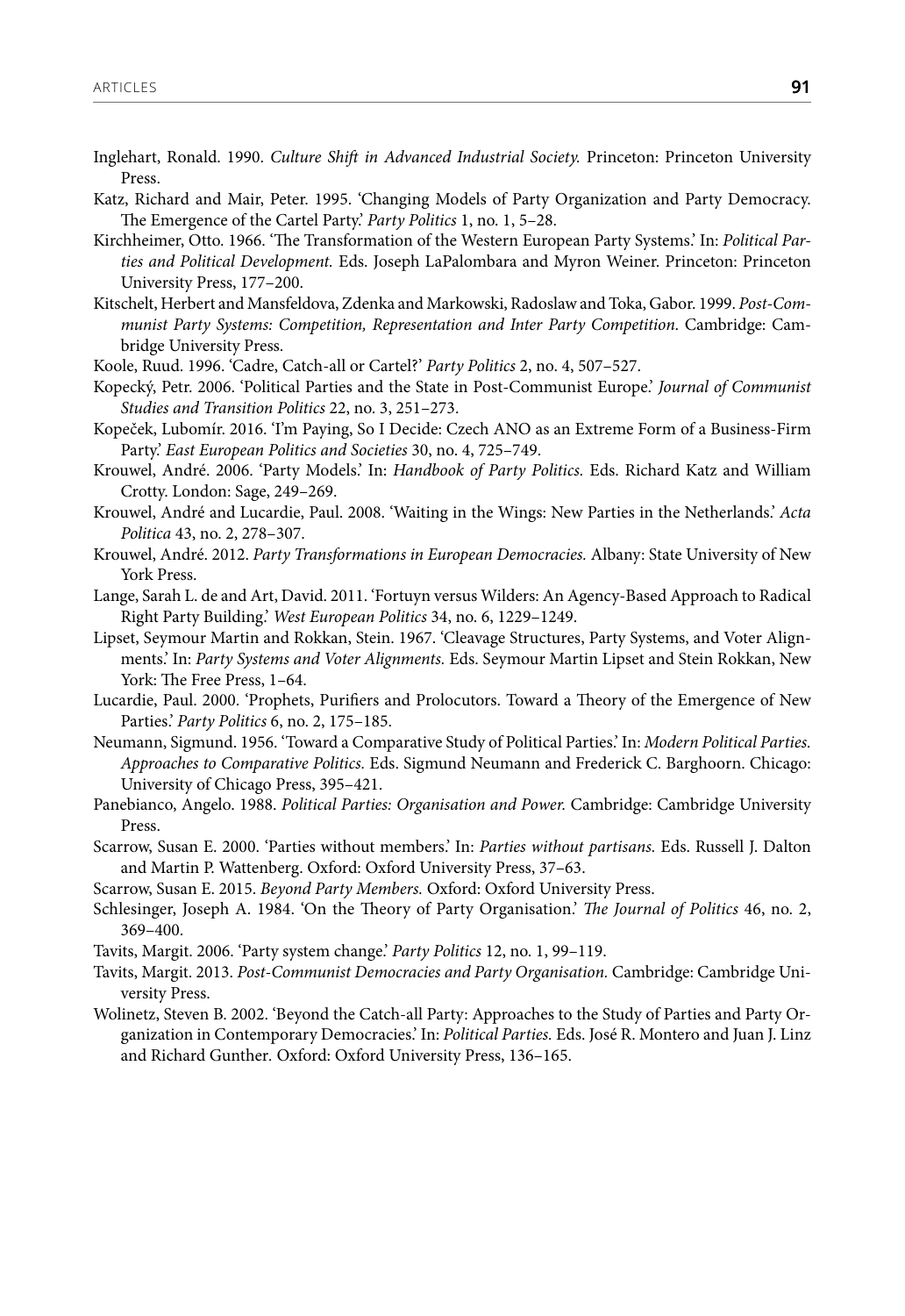Inglehart, Ronald. 1990. *Culture Shift in Advanced Industrial Society.* Princeton: Princeton University Press.

Katz, Richard and Mair, Peter. 1995. 'Changing Models of Party Organization and Party Democracy. The Emergence of the Cartel Party.' *Party Politics* 1, no. 1, 5–28.

Kirchheimer, Otto. 1966. 'The Transformation of the Western European Party Systems.' In: *Political Parties and Political Development.* Eds. Joseph LaPalombara and Myron Weiner. Princeton: Princeton University Press, 177–200.

Kitschelt, Herbert and Mansfeldova, Zdenka and Markowski, Radoslaw and Toka, Gabor. 1999. *Post-Communist Party Systems: Competition, Representation and Inter Party Competition.* Cambridge: Cambridge University Press.

Koole, Ruud. 1996. 'Cadre, Catch-all or Cartel?' *Party Politics* 2, no. 4, 507–527.

Kopecký, Petr. 2006. 'Political Parties and the State in Post-Communist Europe.' *Journal of Communist Studies and Transition Politics* 22, no. 3, 251–273.

Kopeček, Lubomír. 2016. 'I'm Paying, So I Decide: Czech ANO as an Extreme Form of a Business-Firm Party.' *East European Politics and Societies* 30, no. 4, 725–749.

Krouwel, André. 2006. 'Party Models.' In: *Handbook of Party Politics.* Eds. Richard Katz and William Crotty. London: Sage, 249–269.

Krouwel, André and Lucardie, Paul. 2008. 'Waiting in the Wings: New Parties in the Netherlands.' *Acta Politica* 43, no. 2, 278–307.

Krouwel, André. 2012. *Party Transformations in European Democracies.* Albany: State University of New York Press.

Lange, Sarah L. de and Art, David. 2011. 'Fortuyn versus Wilders: An Agency-Based Approach to Radical Right Party Building.' *West European Politics* 34, no. 6, 1229–1249.

Lipset, Seymour Martin and Rokkan, Stein. 1967. 'Cleavage Structures, Party Systems, and Voter Alignments.' In: *Party Systems and Voter Alignments.* Eds. Seymour Martin Lipset and Stein Rokkan, New York: The Free Press, 1–64.

Lucardie, Paul. 2000. 'Prophets, Purifiers and Prolocutors. Toward a Theory of the Emergence of New Parties.' *Party Politics* 6, no. 2, 175–185.

Neumann, Sigmund. 1956. 'Toward a Comparative Study of Political Parties.' In: *Modern Political Parties. Approaches to Comparative Politics.* Eds. Sigmund Neumann and Frederick C. Barghoorn. Chicago: University of Chicago Press, 395–421.

Panebianco, Angelo. 1988. *Political Parties: Organisation and Power.* Cambridge: Cambridge University Press.

Scarrow, Susan E. 2000. 'Parties without members.' In: *Parties without partisans.* Eds. Russell J. Dalton and Martin P. Wattenberg. Oxford: Oxford University Press, 37–63.

Scarrow, Susan E. 2015. *Beyond Party Members.* Oxford: Oxford University Press.

Schlesinger, Joseph A. 1984. 'On the Theory of Party Organisation.' *The Journal of Politics* 46, no. 2, 369–400.

Tavits, Margit. 2006. 'Party system change.' *Party Politics* 12, no. 1, 99–119.

Tavits, Margit. 2013. *Post-Communist Democracies and Party Organisation.* Cambridge: Cambridge University Press.

Wolinetz, Steven B. 2002. 'Beyond the Catch-all Party: Approaches to the Study of Parties and Party Organization in Contemporary Democracies.' In: *Political Parties.* Eds. José R. Montero and Juan J. Linz and Richard Gunther. Oxford: Oxford University Press, 136–165.